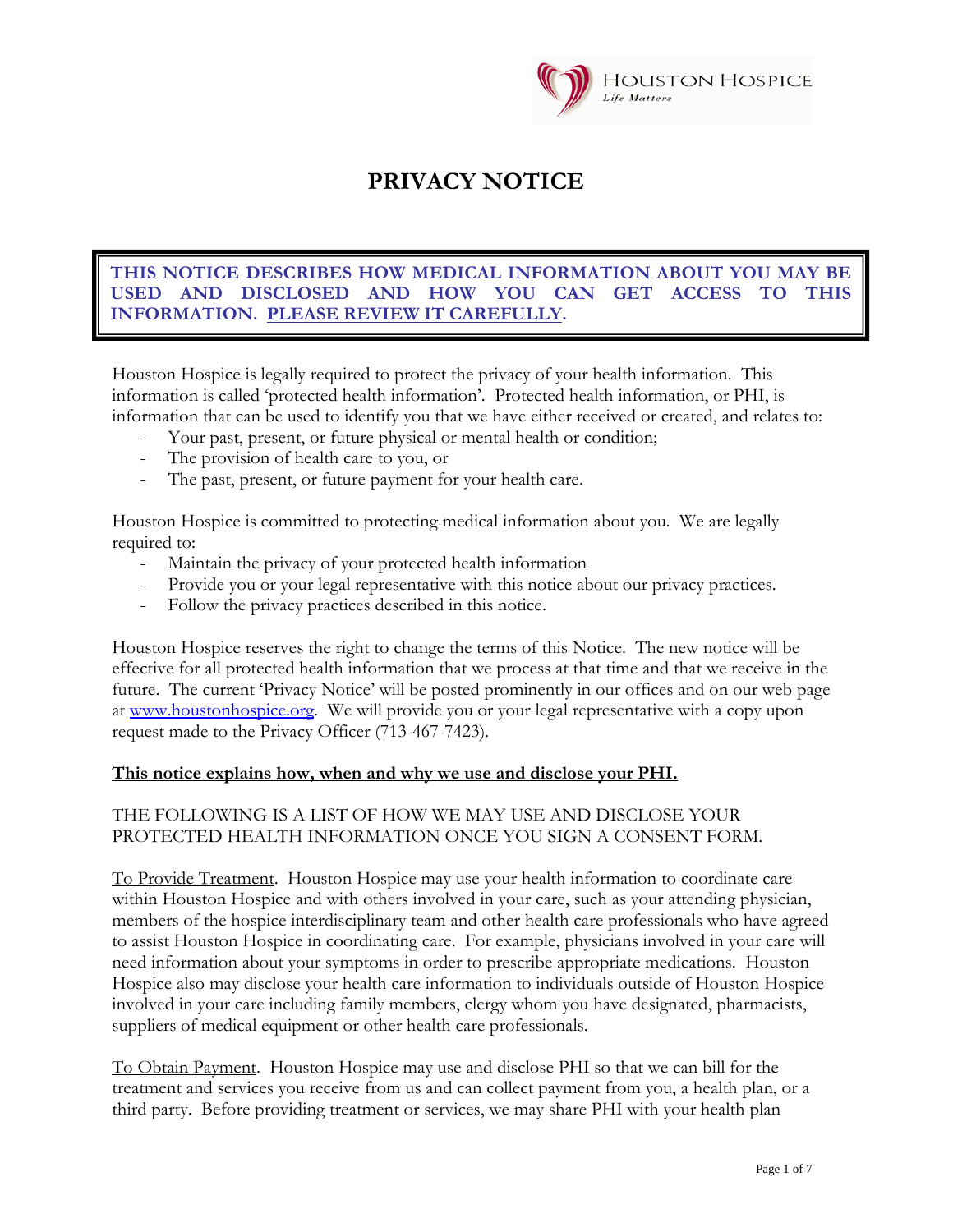HOUSTON HOSPICE
*Life Matters*

# PRIVACY NOTICE

**THIS NOTICE DESCRIBES HOW MEDICAL INFORMATION ABOUT YOU MAY BE USED AND DISCLOSED AND HOW YOU CAN GET ACCESS TO THIS INFORMATION. <u>PLEASE REVIEW IT CAREFULLY</u>.**

Houston Hospice is legally required to protect the privacy of your health information. This information is called 'protected health information'. Protected health information, or PHI, is information that can be used to identify you that we have either received or created, and relates to:

- Your past, present, or future physical or mental health or condition;
- The provision of health care to you, or
- The past, present, or future payment for your health care.

Houston Hospice is committed to protecting medical information about you. We are legally required to:

- Maintain the privacy of your protected health information
- Provide you or your legal representative with this notice about our privacy practices.
- Follow the privacy practices described in this notice.

Houston Hospice reserves the right to change the terms of this Notice. The new notice will be effective for all protected health information that we process at that time and that we receive in the future. The current 'Privacy Notice' will be posted prominently in our offices and on our web page at [www.houstonhospice.org](http://www.houstonhospice.org). We will provide you or your legal representative with a copy upon request made to the Privacy Officer (713-467-7423).

**<u>This notice explains how, when and why we use and disclose your PHI.</u>**

THE FOLLOWING IS A LIST OF HOW WE MAY USE AND DISCLOSE YOUR PROTECTED HEALTH INFORMATION ONCE YOU SIGN A CONSENT FORM.

<u>To Provide Treatment</u>. Houston Hospice may use your health information to coordinate care within Houston Hospice and with others involved in your care, such as your attending physician, members of the hospice interdisciplinary team and other health care professionals who have agreed to assist Houston Hospice in coordinating care. For example, physicians involved in your care will need information about your symptoms in order to prescribe appropriate medications. Houston Hospice also may disclose your health care information to individuals outside of Houston Hospice involved in your care including family members, clergy whom you have designated, pharmacists, suppliers of medical equipment or other health care professionals.

<u>To Obtain Payment</u>. Houston Hospice may use and disclose PHI so that we can bill for the treatment and services you receive from us and can collect payment from you, a health plan, or a third party. Before providing treatment or services, we may share PHI with your health plan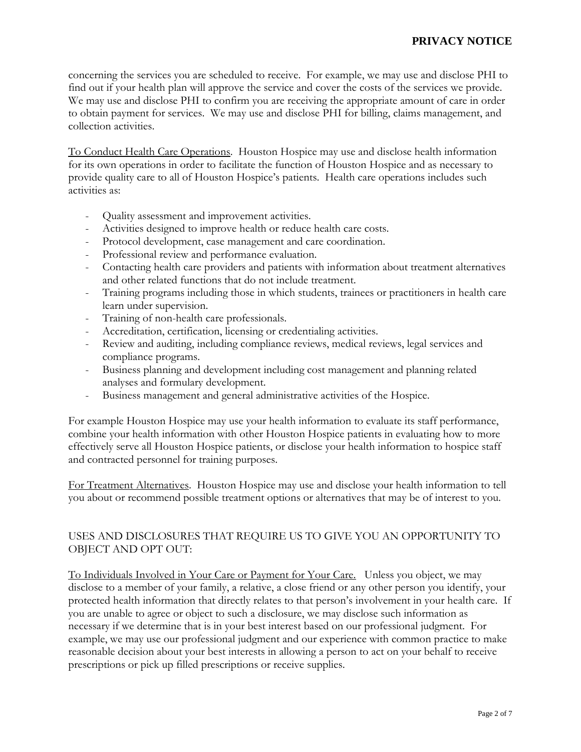concerning the services you are scheduled to receive. For example, we may use and disclose PHI to find out if your health plan will approve the service and cover the costs of the services we provide. We may use and disclose PHI to confirm you are receiving the appropriate amount of care in order to obtain payment for services. We may use and disclose PHI for billing, claims management, and collection activities.

To Conduct Health Care Operations. Houston Hospice may use and disclose health information for its own operations in order to facilitate the function of Houston Hospice and as necessary to provide quality care to all of Houston Hospice's patients. Health care operations includes such activities as:

- Quality assessment and improvement activities.
- Activities designed to improve health or reduce health care costs.
- Protocol development, case management and care coordination.
- Professional review and performance evaluation.
- Contacting health care providers and patients with information about treatment alternatives and other related functions that do not include treatment.
- Training programs including those in which students, trainees or practitioners in health care learn under supervision.
- Training of non-health care professionals.
- Accreditation, certification, licensing or credentialing activities.
- Review and auditing, including compliance reviews, medical reviews, legal services and compliance programs.
- Business planning and development including cost management and planning related analyses and formulary development.
- Business management and general administrative activities of the Hospice.

For example Houston Hospice may use your health information to evaluate its staff performance, combine your health information with other Houston Hospice patients in evaluating how to more effectively serve all Houston Hospice patients, or disclose your health information to hospice staff and contracted personnel for training purposes.

For Treatment Alternatives. Houston Hospice may use and disclose your health information to tell you about or recommend possible treatment options or alternatives that may be of interest to you.

## USES AND DISCLOSURES THAT REQUIRE US TO GIVE YOU AN OPPORTUNITY TO OBJECT AND OPT OUT:

To Individuals Involved in Your Care or Payment for Your Care. Unless you object, we may disclose to a member of your family, a relative, a close friend or any other person you identify, your protected health information that directly relates to that person's involvement in your health care. If you are unable to agree or object to such a disclosure, we may disclose such information as necessary if we determine that is in your best interest based on our professional judgment. For example, we may use our professional judgment and our experience with common practice to make reasonable decision about your best interests in allowing a person to act on your behalf to receive prescriptions or pick up filled prescriptions or receive supplies.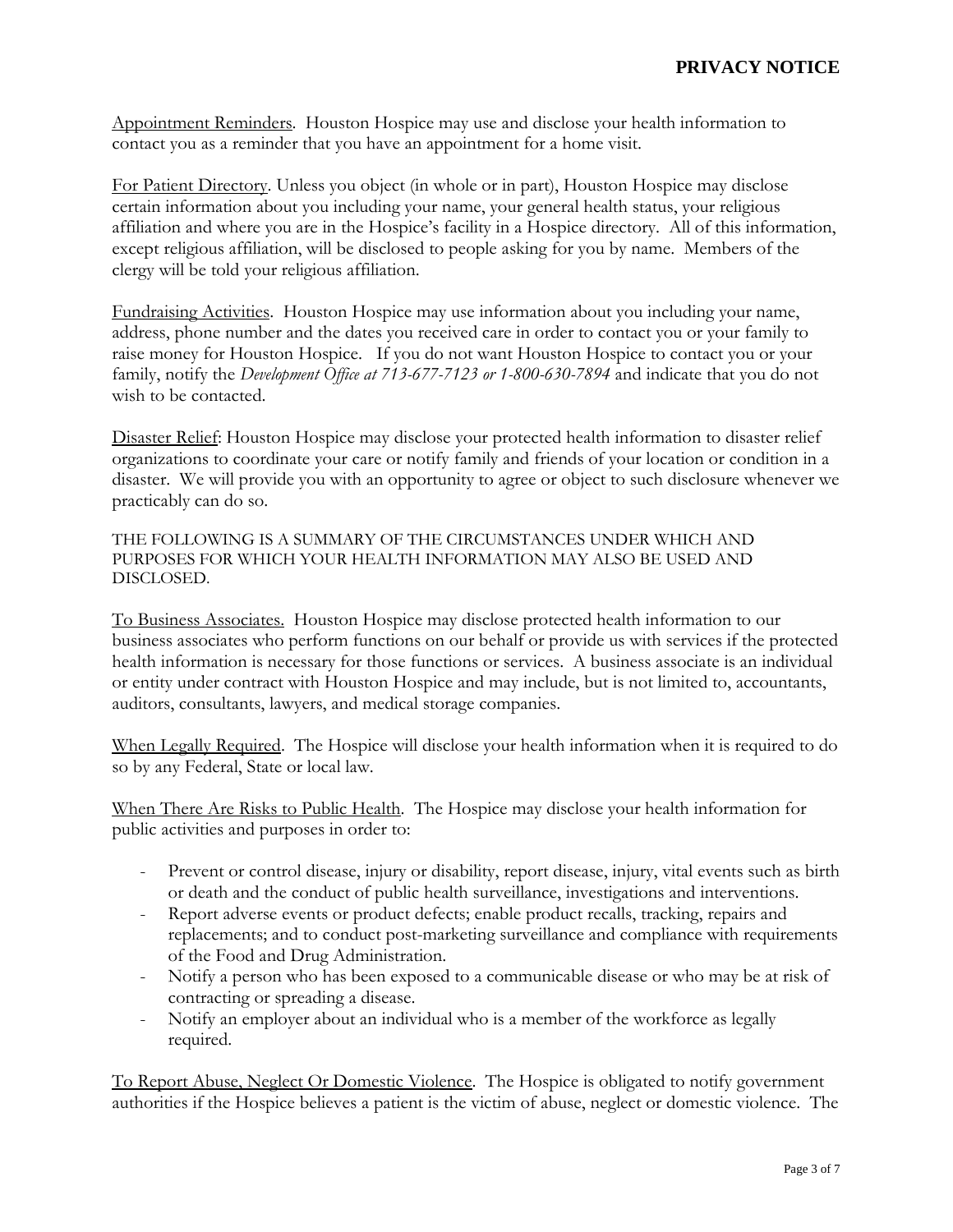Appointment Reminders. Houston Hospice may use and disclose your health information to contact you as a reminder that you have an appointment for a home visit.

For Patient Directory. Unless you object (in whole or in part), Houston Hospice may disclose certain information about you including your name, your general health status, your religious affiliation and where you are in the Hospice's facility in a Hospice directory. All of this information, except religious affiliation, will be disclosed to people asking for you by name. Members of the clergy will be told your religious affiliation.

Fundraising Activities. Houston Hospice may use information about you including your name, address, phone number and the dates you received care in order to contact you or your family to raise money for Houston Hospice. If you do not want Houston Hospice to contact you or your family, notify the *Development Office at 713-677-7123 or 1-800-630-7894* and indicate that you do not wish to be contacted.

Disaster Relief: Houston Hospice may disclose your protected health information to disaster relief organizations to coordinate your care or notify family and friends of your location or condition in a disaster. We will provide you with an opportunity to agree or object to such disclosure whenever we practicably can do so.

THE FOLLOWING IS A SUMMARY OF THE CIRCUMSTANCES UNDER WHICH AND PURPOSES FOR WHICH YOUR HEALTH INFORMATION MAY ALSO BE USED AND DISCLOSED.

To Business Associates. Houston Hospice may disclose protected health information to our business associates who perform functions on our behalf or provide us with services if the protected health information is necessary for those functions or services. A business associate is an individual or entity under contract with Houston Hospice and may include, but is not limited to, accountants, auditors, consultants, lawyers, and medical storage companies.

When Legally Required. The Hospice will disclose your health information when it is required to do so by any Federal, State or local law.

When There Are Risks to Public Health. The Hospice may disclose your health information for public activities and purposes in order to:

- Prevent or control disease, injury or disability, report disease, injury, vital events such as birth or death and the conduct of public health surveillance, investigations and interventions.
- Report adverse events or product defects; enable product recalls, tracking, repairs and replacements; and to conduct post-marketing surveillance and compliance with requirements of the Food and Drug Administration.
- Notify a person who has been exposed to a communicable disease or who may be at risk of contracting or spreading a disease.
- Notify an employer about an individual who is a member of the workforce as legally required.

To Report Abuse, Neglect Or Domestic Violence. The Hospice is obligated to notify government authorities if the Hospice believes a patient is the victim of abuse, neglect or domestic violence. The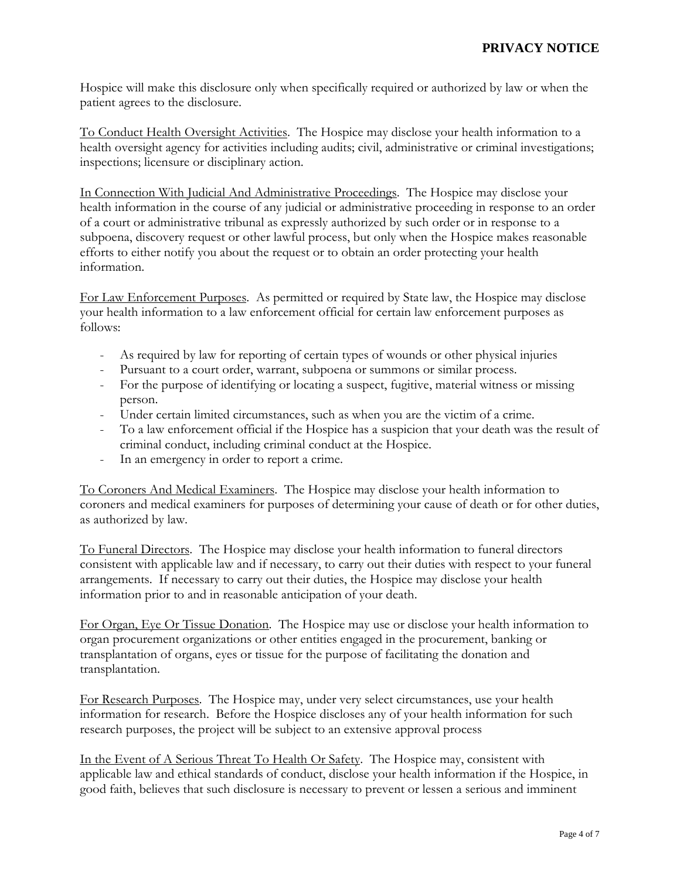Hospice will make this disclosure only when specifically required or authorized by law or when the patient agrees to the disclosure.

<u>To Conduct Health Oversight Activities</u>. The Hospice may disclose your health information to a health oversight agency for activities including audits; civil, administrative or criminal investigations; inspections; licensure or disciplinary action.

<u>In Connection With Judicial And Administrative Proceedings</u>. The Hospice may disclose your health information in the course of any judicial or administrative proceeding in response to an order of a court or administrative tribunal as expressly authorized by such order or in response to a subpoena, discovery request or other lawful process, but only when the Hospice makes reasonable efforts to either notify you about the request or to obtain an order protecting your health information.

<u>For Law Enforcement Purposes</u>. As permitted or required by State law, the Hospice may disclose your health information to a law enforcement official for certain law enforcement purposes as follows:

- As required by law for reporting of certain types of wounds or other physical injuries
- Pursuant to a court order, warrant, subpoena or summons or similar process.
- For the purpose of identifying or locating a suspect, fugitive, material witness or missing person.
- Under certain limited circumstances, such as when you are the victim of a crime.
- To a law enforcement official if the Hospice has a suspicion that your death was the result of criminal conduct, including criminal conduct at the Hospice.
- In an emergency in order to report a crime.

<u>To Coroners And Medical Examiners</u>. The Hospice may disclose your health information to coroners and medical examiners for purposes of determining your cause of death or for other duties, as authorized by law.

<u>To Funeral Directors</u>. The Hospice may disclose your health information to funeral directors consistent with applicable law and if necessary, to carry out their duties with respect to your funeral arrangements. If necessary to carry out their duties, the Hospice may disclose your health information prior to and in reasonable anticipation of your death.

<u>For Organ, Eye Or Tissue Donation</u>. The Hospice may use or disclose your health information to organ procurement organizations or other entities engaged in the procurement, banking or transplantation of organs, eyes or tissue for the purpose of facilitating the donation and transplantation.

<u>For Research Purposes</u>. The Hospice may, under very select circumstances, use your health information for research. Before the Hospice discloses any of your health information for such research purposes, the project will be subject to an extensive approval process

<u>In the Event of A Serious Threat To Health Or Safety</u>. The Hospice may, consistent with applicable law and ethical standards of conduct, disclose your health information if the Hospice, in good faith, believes that such disclosure is necessary to prevent or lessen a serious and imminent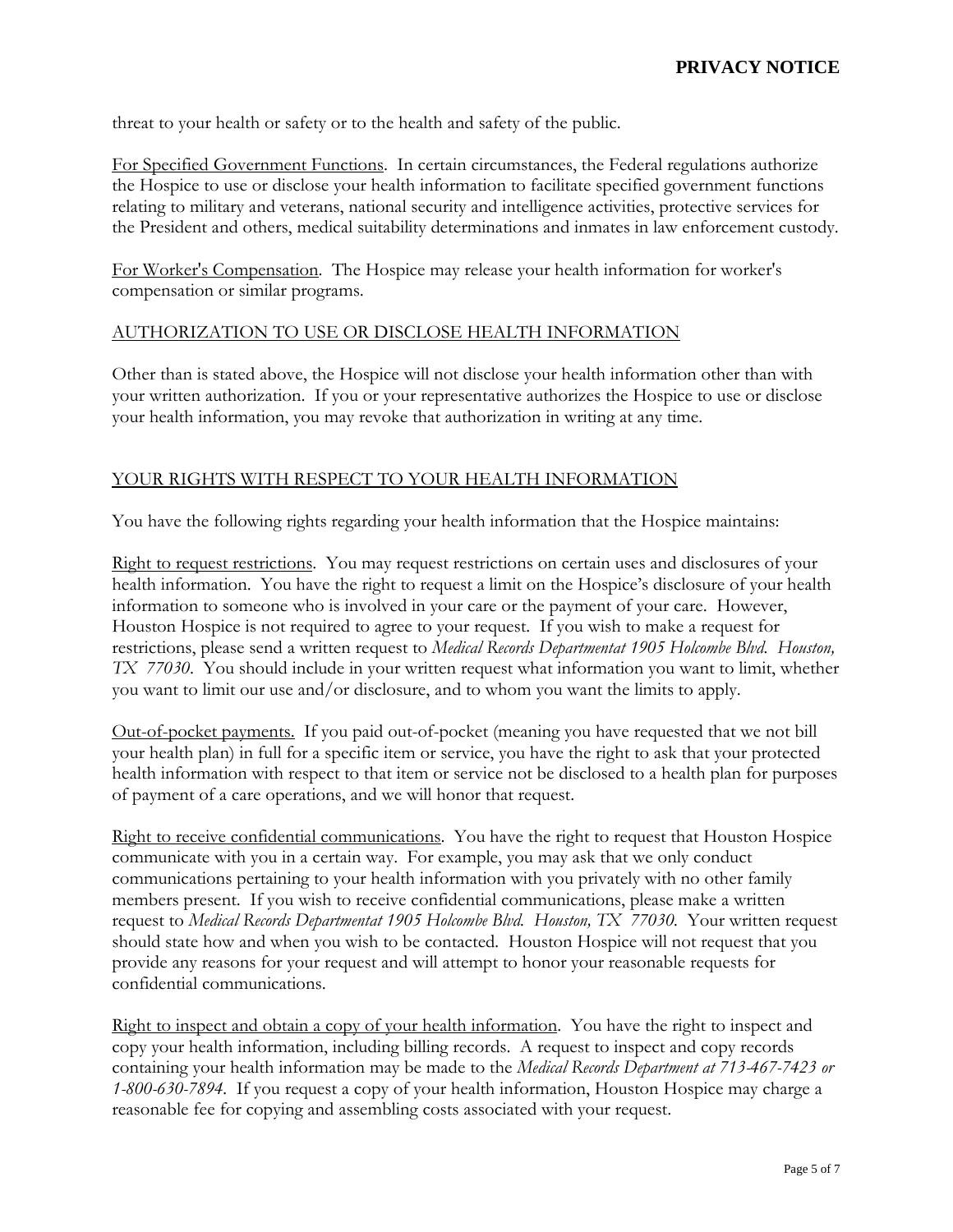threat to your health or safety or to the health and safety of the public.

For Specified Government Functions. In certain circumstances, the Federal regulations authorize the Hospice to use or disclose your health information to facilitate specified government functions relating to military and veterans, national security and intelligence activities, protective services for the President and others, medical suitability determinations and inmates in law enforcement custody.

For Worker's Compensation. The Hospice may release your health information for worker's compensation or similar programs.

## AUTHORIZATION TO USE OR DISCLOSE HEALTH INFORMATION

Other than is stated above, the Hospice will not disclose your health information other than with your written authorization. If you or your representative authorizes the Hospice to use or disclose your health information, you may revoke that authorization in writing at any time.

## YOUR RIGHTS WITH RESPECT TO YOUR HEALTH INFORMATION

You have the following rights regarding your health information that the Hospice maintains:

Right to request restrictions. You may request restrictions on certain uses and disclosures of your health information. You have the right to request a limit on the Hospice's disclosure of your health information to someone who is involved in your care or the payment of your care. However, Houston Hospice is not required to agree to your request. If you wish to make a request for restrictions, please send a written request to *Medical Records Departmentat 1905 Holcombe Blvd. Houston, TX 77030*. You should include in your written request what information you want to limit, whether you want to limit our use and/or disclosure, and to whom you want the limits to apply.

Out-of-pocket payments. If you paid out-of-pocket (meaning you have requested that we not bill your health plan) in full for a specific item or service, you have the right to ask that your protected health information with respect to that item or service not be disclosed to a health plan for purposes of payment of a care operations, and we will honor that request.

Right to receive confidential communications. You have the right to request that Houston Hospice communicate with you in a certain way. For example, you may ask that we only conduct communications pertaining to your health information with you privately with no other family members present. If you wish to receive confidential communications, please make a written request to *Medical Records Departmentat 1905 Holcombe Blvd. Houston, TX 77030*. Your written request should state how and when you wish to be contacted. Houston Hospice will not request that you provide any reasons for your request and will attempt to honor your reasonable requests for confidential communications.

Right to inspect and obtain a copy of your health information. You have the right to inspect and copy your health information, including billing records. A request to inspect and copy records containing your health information may be made to the *Medical Records Department at 713-467-7423 or 1-800-630-7894*. If you request a copy of your health information, Houston Hospice may charge a reasonable fee for copying and assembling costs associated with your request.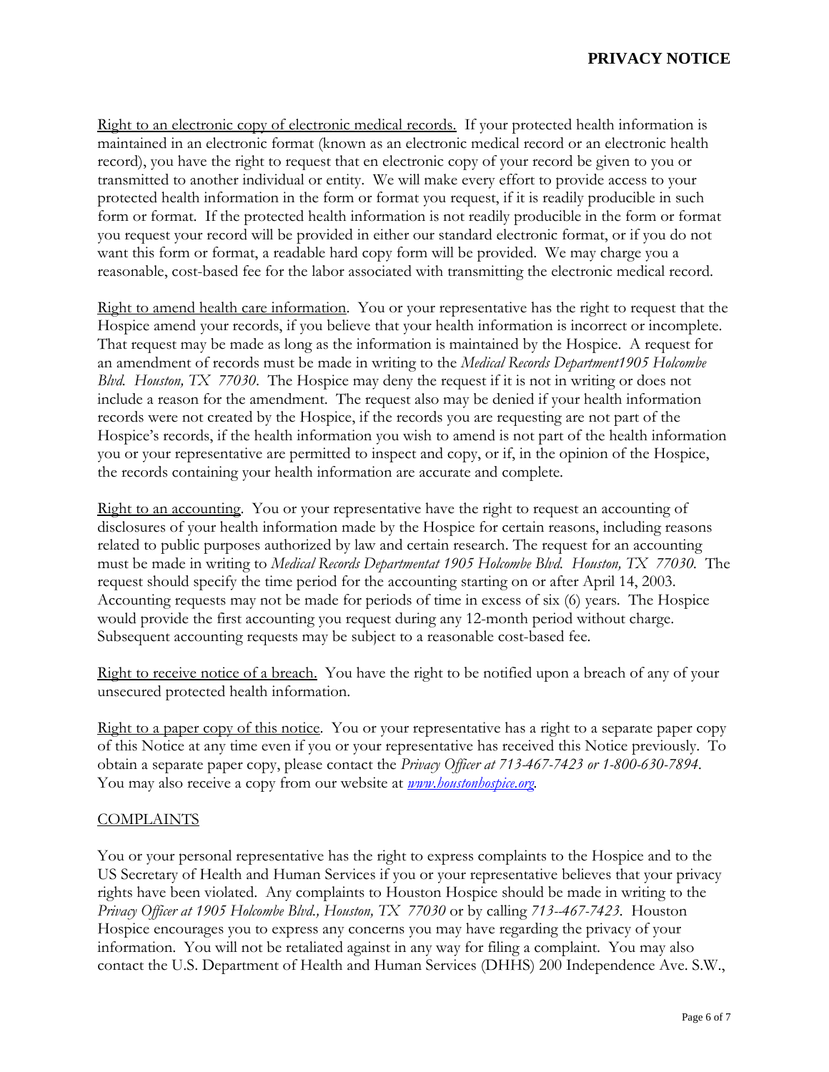Right to an electronic copy of electronic medical records. If your protected health information is maintained in an electronic format (known as an electronic medical record or an electronic health record), you have the right to request that en electronic copy of your record be given to you or transmitted to another individual or entity. We will make every effort to provide access to your protected health information in the form or format you request, if it is readily producible in such form or format. If the protected health information is not readily producible in the form or format you request your record will be provided in either our standard electronic format, or if you do not want this form or format, a readable hard copy form will be provided. We may charge you a reasonable, cost-based fee for the labor associated with transmitting the electronic medical record.

Right to amend health care information. You or your representative has the right to request that the Hospice amend your records, if you believe that your health information is incorrect or incomplete. That request may be made as long as the information is maintained by the Hospice. A request for an amendment of records must be made in writing to the *Medical Records Department1905 Holcombe Blvd. Houston, TX 77030*. The Hospice may deny the request if it is not in writing or does not include a reason for the amendment. The request also may be denied if your health information records were not created by the Hospice, if the records you are requesting are not part of the Hospice's records, if the health information you wish to amend is not part of the health information you or your representative are permitted to inspect and copy, or if, in the opinion of the Hospice, the records containing your health information are accurate and complete.

Right to an accounting. You or your representative have the right to request an accounting of disclosures of your health information made by the Hospice for certain reasons, including reasons related to public purposes authorized by law and certain research. The request for an accounting must be made in writing to *Medical Records Departmentat 1905 Holcombe Blvd. Houston, TX 77030*. The request should specify the time period for the accounting starting on or after April 14, 2003. Accounting requests may not be made for periods of time in excess of six (6) years. The Hospice would provide the first accounting you request during any 12-month period without charge. Subsequent accounting requests may be subject to a reasonable cost-based fee.

Right to receive notice of a breach. You have the right to be notified upon a breach of any of your unsecured protected health information.

Right to a paper copy of this notice. You or your representative has a right to a separate paper copy of this Notice at any time even if you or your representative has received this Notice previously. To obtain a separate paper copy, please contact the *Privacy Officer at 713-467-7423 or 1-800-630-7894*. You may also receive a copy from our website at *www.houstonhospice.org*.

COMPLAINTS

You or your personal representative has the right to express complaints to the Hospice and to the US Secretary of Health and Human Services if you or your representative believes that your privacy rights have been violated. Any complaints to Houston Hospice should be made in writing to the *Privacy Officer at 1905 Holcombe Blvd., Houston, TX 77030* or by calling *713--467-7423*. Houston Hospice encourages you to express any concerns you may have regarding the privacy of your information. You will not be retaliated against in any way for filing a complaint. You may also contact the U.S. Department of Health and Human Services (DHHS) 200 Independence Ave. S.W.,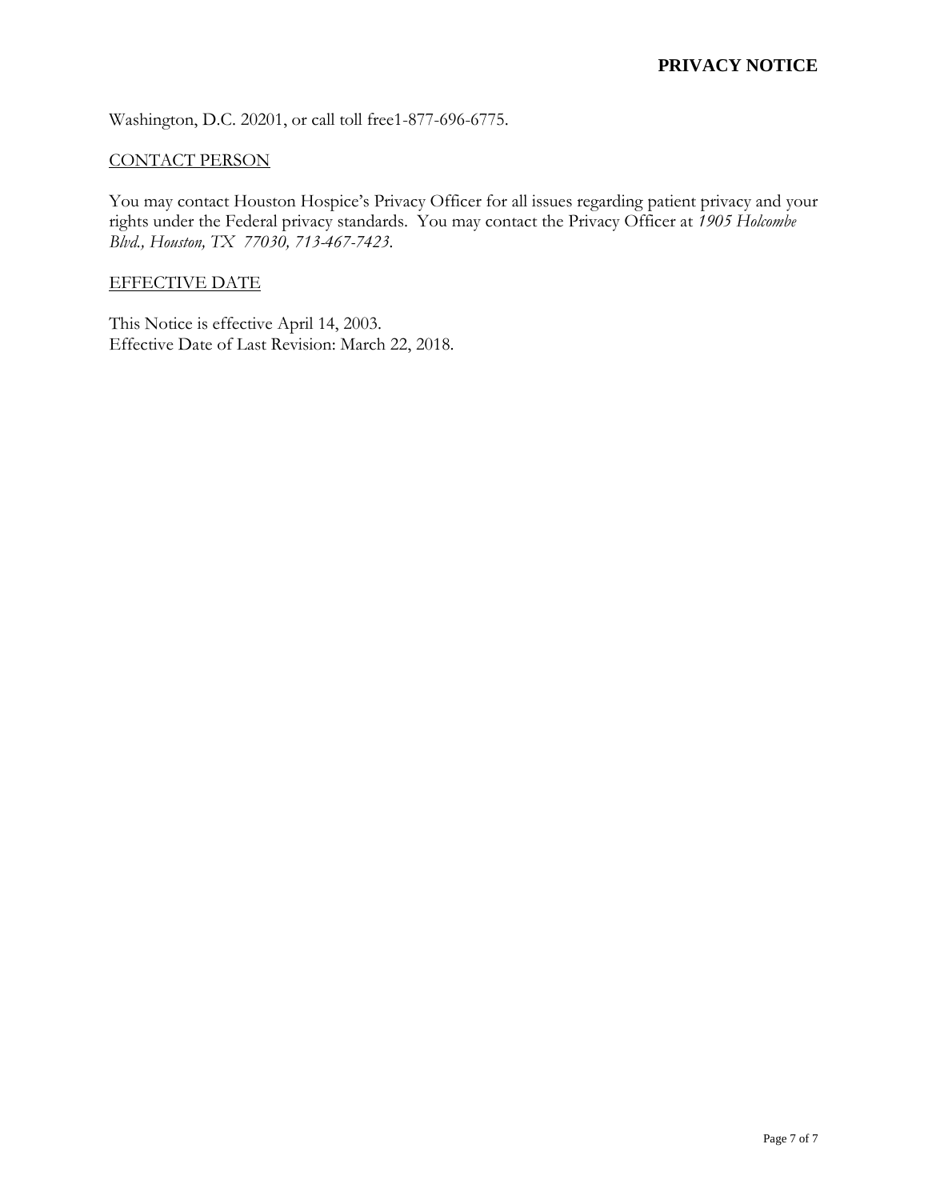Washington, D.C. 20201, or call toll free1-877-696-6775.

CONTACT PERSON

You may contact Houston Hospice's Privacy Officer for all issues regarding patient privacy and your rights under the Federal privacy standards. You may contact the Privacy Officer at *1905 Holcombe Blvd., Houston, TX 77030, 713-467-7423.*

EFFECTIVE DATE

This Notice is effective April 14, 2003.
Effective Date of Last Revision: March 22, 2018.